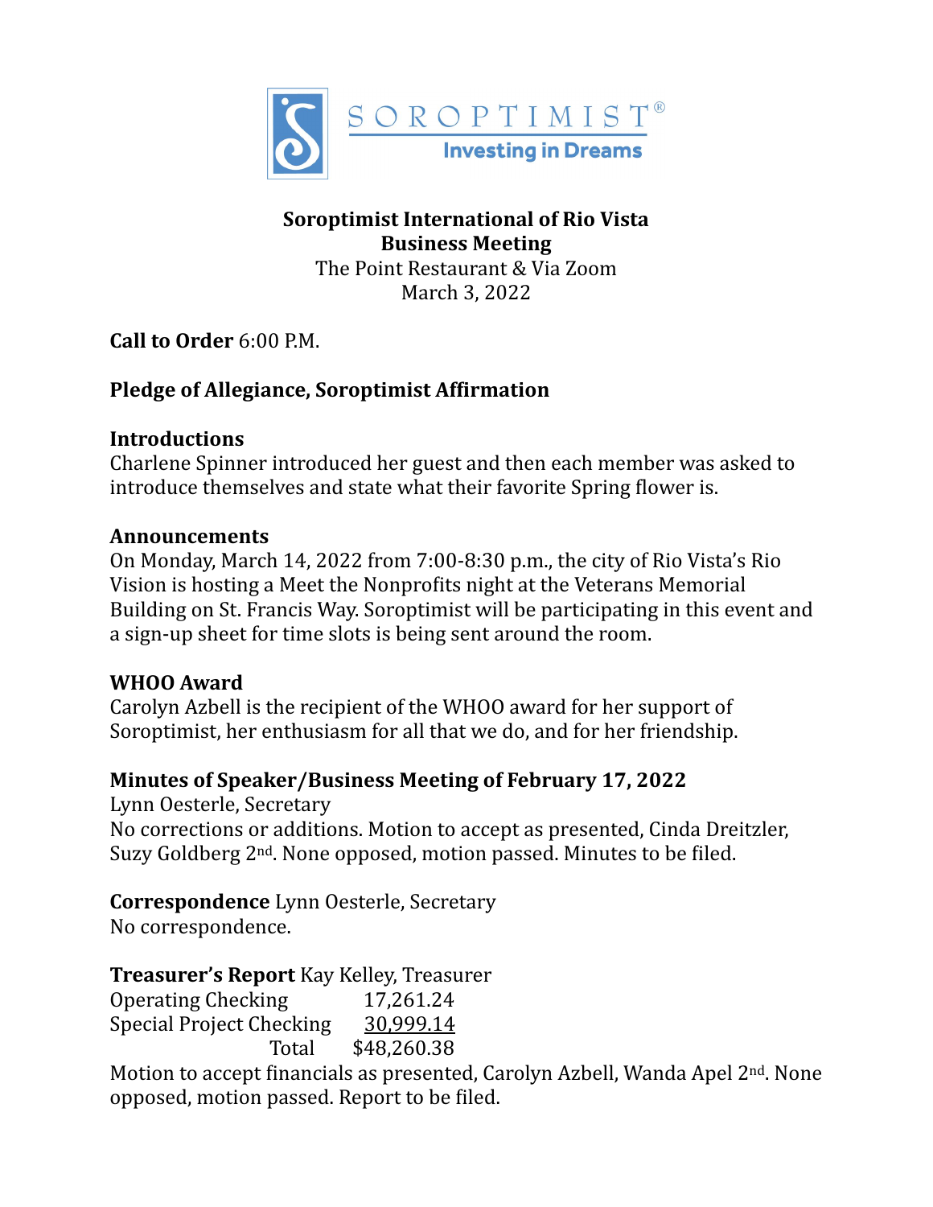SOROPTIMIST®
Investing in Dreams

**Soroptimist International of Rio Vista**
**Business Meeting**
The Point Restaurant & Via Zoom
March 3, 2022

**Call to Order** 6:00 P.M.

**Pledge of Allegiance, Soroptimist Affirmation**

**Introductions**
Charlene Spinner introduced her guest and then each member was asked to introduce themselves and state what their favorite Spring flower is.

**Announcements**
On Monday, March 14, 2022 from 7:00-8:30 p.m., the city of Rio Vista's Rio Vision is hosting a Meet the Nonprofits night at the Veterans Memorial Building on St. Francis Way. Soroptimist will be participating in this event and a sign-up sheet for time slots is being sent around the room.

**WHOO Award**
Carolyn Azbell is the recipient of the WHOO award for her support of Soroptimist, her enthusiasm for all that we do, and for her friendship.

**Minutes of Speaker/Business Meeting of February 17, 2022**
Lynn Oesterle, Secretary
No corrections or additions. Motion to accept as presented, Cinda Dreitzler, Suzy Goldberg 2nd. None opposed, motion passed. Minutes to be filed.

**Correspondence** Lynn Oesterle, Secretary
No correspondence.

**Treasurer's Report** Kay Kelley, Treasurer

| | |
|---|---|
| Operating Checking | 17,261.24 |
| Special Project Checking | 30,999.14 |
| Total | $48,260.38 |

Motion to accept financials as presented, Carolyn Azbell, Wanda Apel 2nd. None opposed, motion passed. Report to be filed.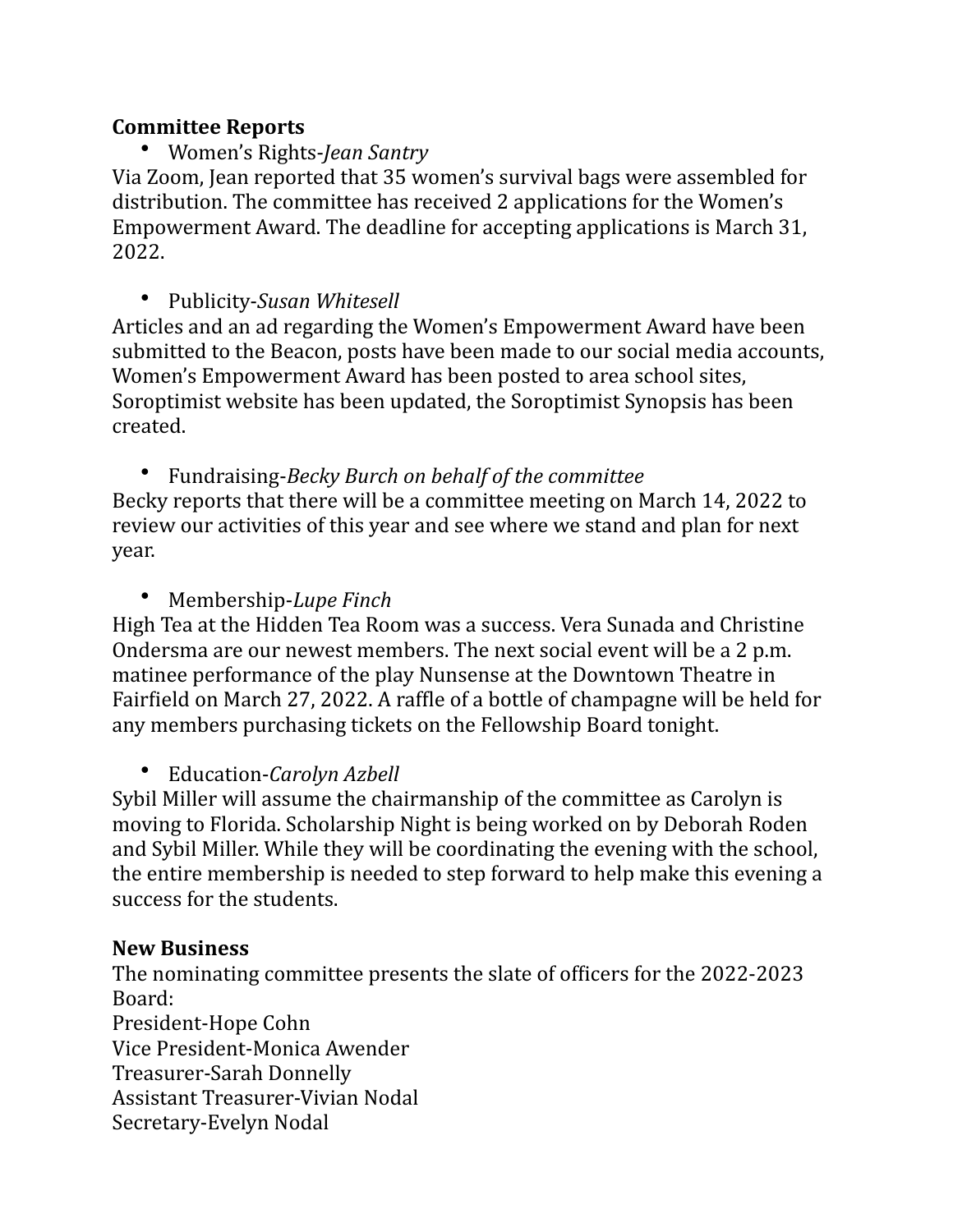**Committee Reports**

- Women's Rights-*Jean Santry*

Via Zoom, Jean reported that 35 women's survival bags were assembled for distribution. The committee has received 2 applications for the Women's Empowerment Award. The deadline for accepting applications is March 31, 2022.

- Publicity-*Susan Whitesell*

Articles and an ad regarding the Women's Empowerment Award have been submitted to the Beacon, posts have been made to our social media accounts, Women's Empowerment Award has been posted to area school sites, Soroptimist website has been updated, the Soroptimist Synopsis has been created.

- Fundraising-*Becky Burch on behalf of the committee*

Becky reports that there will be a committee meeting on March 14, 2022 to review our activities of this year and see where we stand and plan for next year.

- Membership-*Lupe Finch*

High Tea at the Hidden Tea Room was a success. Vera Sunada and Christine Ondersma are our newest members. The next social event will be a 2 p.m. matinee performance of the play Nunsense at the Downtown Theatre in Fairfield on March 27, 2022. A raffle of a bottle of champagne will be held for any members purchasing tickets on the Fellowship Board tonight.

- Education-*Carolyn Azbell*

Sybil Miller will assume the chairmanship of the committee as Carolyn is moving to Florida. Scholarship Night is being worked on by Deborah Roden and Sybil Miller. While they will be coordinating the evening with the school, the entire membership is needed to step forward to help make this evening a success for the students.

**New Business**

The nominating committee presents the slate of officers for the 2022-2023 Board:

President-Hope Cohn
Vice President-Monica Awender
Treasurer-Sarah Donnelly
Assistant Treasurer-Vivian Nodal
Secretary-Evelyn Nodal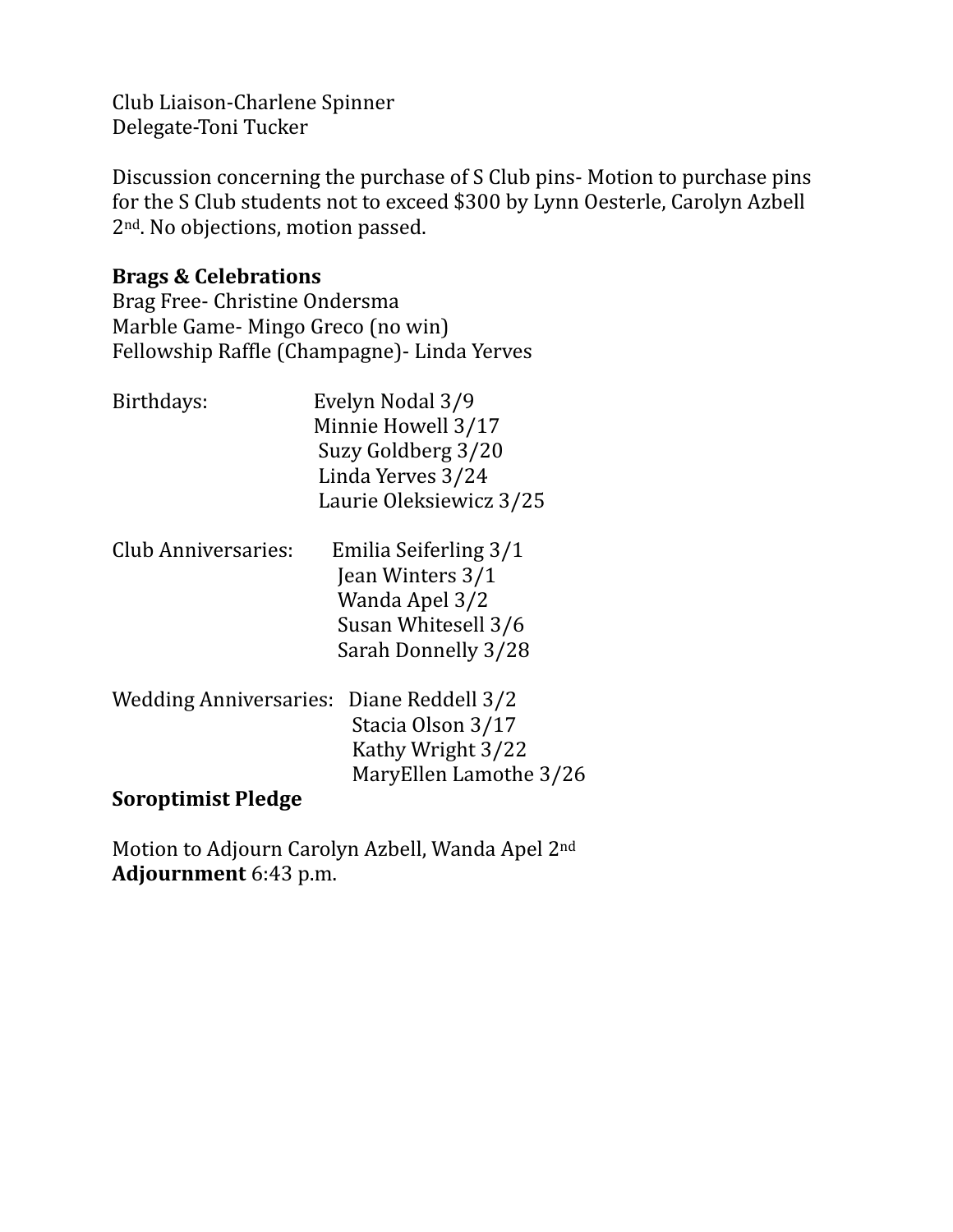Club Liaison-Charlene Spinner
Delegate-Toni Tucker

Discussion concerning the purchase of S Club pins- Motion to purchase pins for the S Club students not to exceed $300 by Lynn Oesterle, Carolyn Azbell 2nd. No objections, motion passed.

**Brags & Celebrations**
Brag Free- Christine Ondersma
Marble Game- Mingo Greco (no win)
Fellowship Raffle (Champagne)- Linda Yerves

Birthdays:
Evelyn Nodal 3/9
Minnie Howell 3/17
Suzy Goldberg 3/20
Linda Yerves 3/24
Laurie Oleksiewicz 3/25

Club Anniversaries:
Emilia Seiferling 3/1
Jean Winters 3/1
Wanda Apel 3/2
Susan Whitesell 3/6
Sarah Donnelly 3/28

Wedding Anniversaries:
Diane Reddell 3/2
Stacia Olson 3/17
Kathy Wright 3/22
MaryEllen Lamothe 3/26

**Soroptimist Pledge**

Motion to Adjourn Carolyn Azbell, Wanda Apel 2nd
**Adjournment** 6:43 p.m.